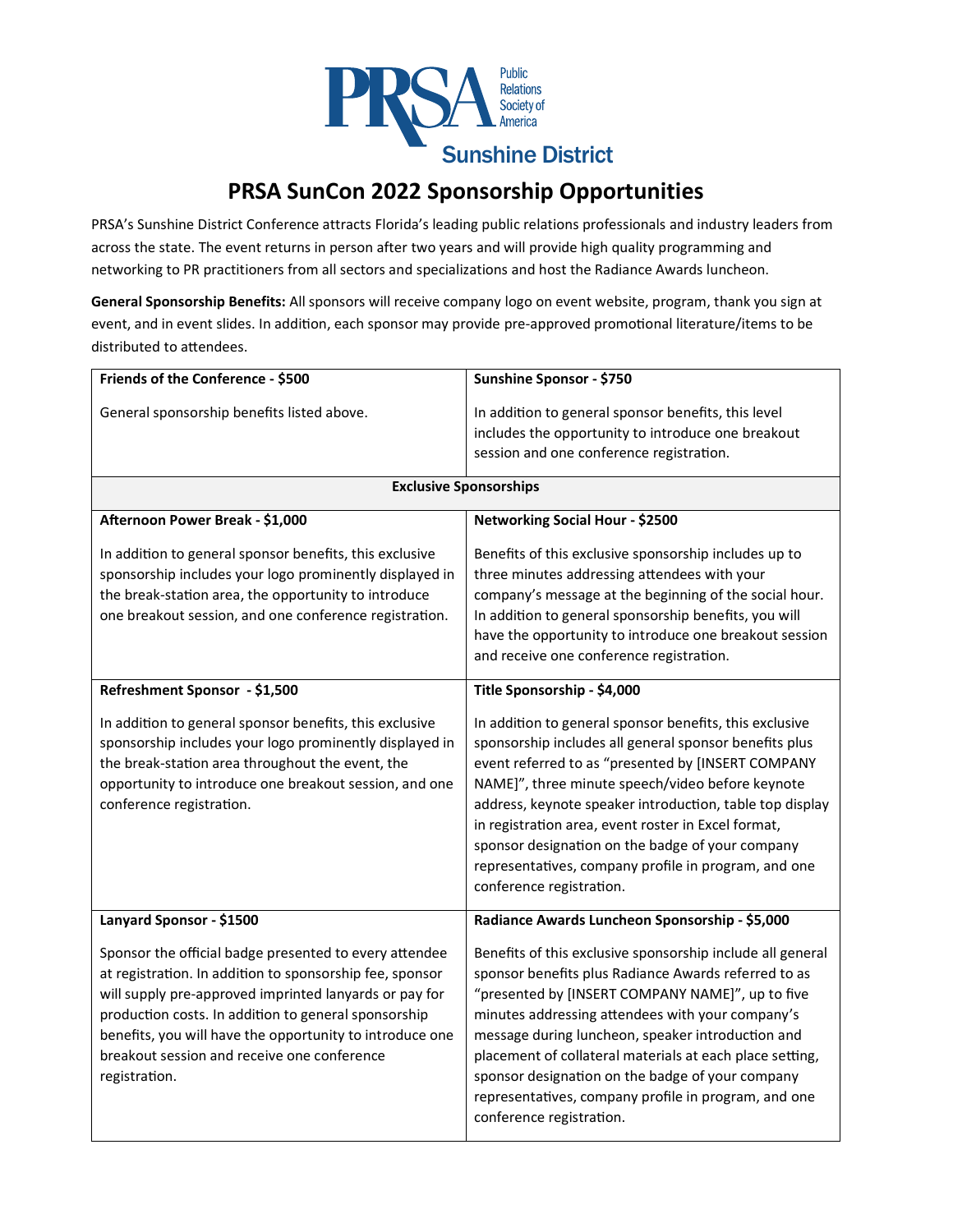PRSA Public Relations Society of America

Sunshine District

# PRSA SunCon 2022 Sponsorship Opportunities

PRSA's Sunshine District Conference attracts Florida's leading public relations professionals and industry leaders from across the state. The event returns in person after two years and will provide high quality programming and networking to PR practitioners from all sectors and specializations and host the Radiance Awards luncheon.

**General Sponsorship Benefits:** All sponsors will receive company logo on event website, program, thank you sign at event, and in event slides. In addition, each sponsor may provide pre-approved promotional literature/items to be distributed to attendees.

| **Friends of the Conference - $500** | **Sunshine Sponsor - $750** |
|---|---|
| General sponsorship benefits listed above. | In addition to general sponsor benefits, this level includes the opportunity to introduce one breakout session and one conference registration. |
| **Exclusive Sponsorships** | |
| **Afternoon Power Break - $1,000** | **Networking Social Hour - $2500** |
| In addition to general sponsor benefits, this exclusive sponsorship includes your logo prominently displayed in the break-station area, the opportunity to introduce one breakout session, and one conference registration. | Benefits of this exclusive sponsorship includes up to three minutes addressing attendees with your company's message at the beginning of the social hour. In addition to general sponsorship benefits, you will have the opportunity to introduce one breakout session and receive one conference registration. |
| **Refreshment Sponsor - $1,500** | **Title Sponsorship - $4,000** |
| In addition to general sponsor benefits, this exclusive sponsorship includes your logo prominently displayed in the break-station area throughout the event, the opportunity to introduce one breakout session, and one conference registration. | In addition to general sponsor benefits, this exclusive sponsorship includes all general sponsor benefits plus event referred to as "presented by [INSERT COMPANY NAME]", three minute speech/video before keynote address, keynote speaker introduction, table top display in registration area, event roster in Excel format, sponsor designation on the badge of your company representatives, company profile in program, and one conference registration. |
| **Lanyard Sponsor - $1500** | **Radiance Awards Luncheon Sponsorship - $5,000** |
| Sponsor the official badge presented to every attendee at registration. In addition to sponsorship fee, sponsor will supply pre-approved imprinted lanyards or pay for production costs. In addition to general sponsorship benefits, you will have the opportunity to introduce one breakout session and receive one conference registration. | Benefits of this exclusive sponsorship include all general sponsor benefits plus Radiance Awards referred to as "presented by [INSERT COMPANY NAME]", up to five minutes addressing attendees with your company's message during luncheon, speaker introduction and placement of collateral materials at each place setting, sponsor designation on the badge of your company representatives, company profile in program, and one conference registration. |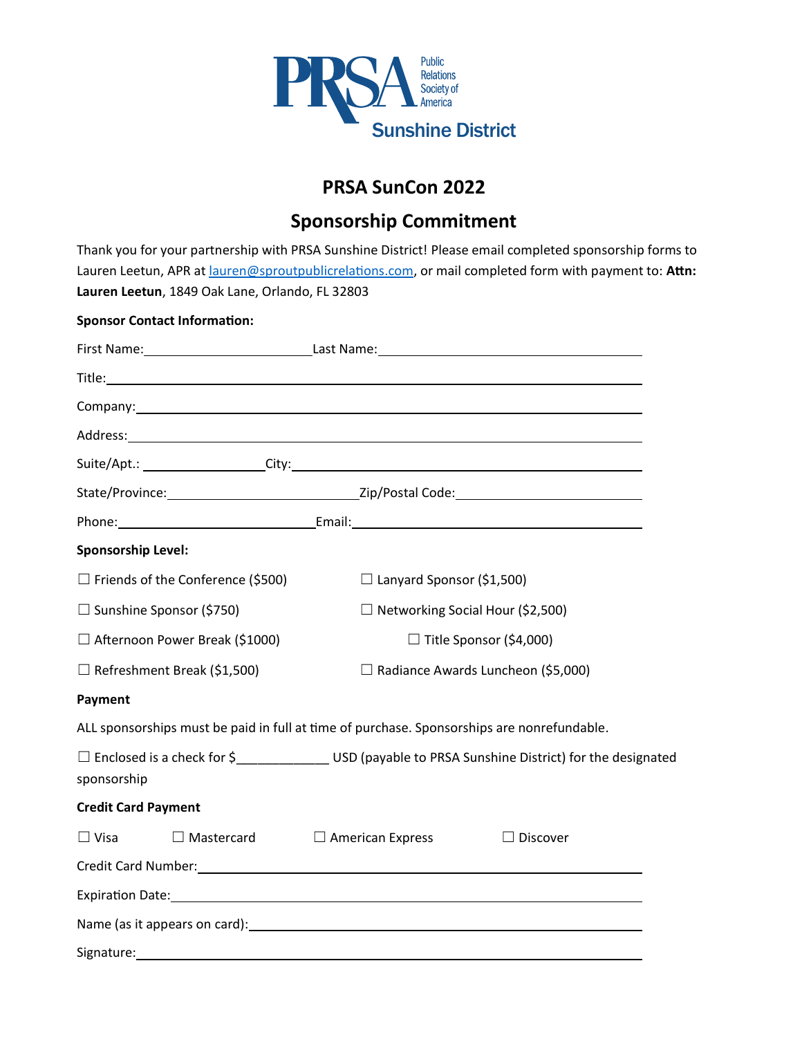PRSA Public Relations Society of America
Sunshine District

# PRSA SunCon 2022

## Sponsorship Commitment

Thank you for your partnership with PRSA Sunshine District! Please email completed sponsorship forms to Lauren Leetun, APR at lauren@sproutpublicrelations.com, or mail completed form with payment to: **Attn: Lauren Leetun**, 1849 Oak Lane, Orlando, FL 32803

**Sponsor Contact Information:**

First Name:______________________ Last Name:____________________________________

Title:______________________________________________________________________

Company:___________________________________________________________________

Address:____________________________________________________________________

Suite/Apt.: ________________ City:_____________________________________________

State/Province:________________________ Zip/Postal Code:________________________

Phone:__________________________ Email:______________________________________

**Sponsorship Level:**

☐ Friends of the Conference ($500)

☐ Sunshine Sponsor ($750)

☐ Afternoon Power Break ($1000)

☐ Refreshment Break ($1,500)

☐ Lanyard Sponsor ($1,500)

☐ Networking Social Hour ($2,500)

☐ Title Sponsor ($4,000)

☐ Radiance Awards Luncheon ($5,000)

**Payment**

ALL sponsorships must be paid in full at time of purchase. Sponsorships are nonrefundable.

☐ Enclosed is a check for $____________ USD (payable to PRSA Sunshine District) for the designated sponsorship

**Credit Card Payment**

☐ Visa ☐ Mastercard ☐ American Express ☐ Discover

Credit Card Number:_________________________________________________________

Expiration Date:_____________________________________________________________

Name (as it appears on card):__________________________________________________

Signature:__________________________________________________________________